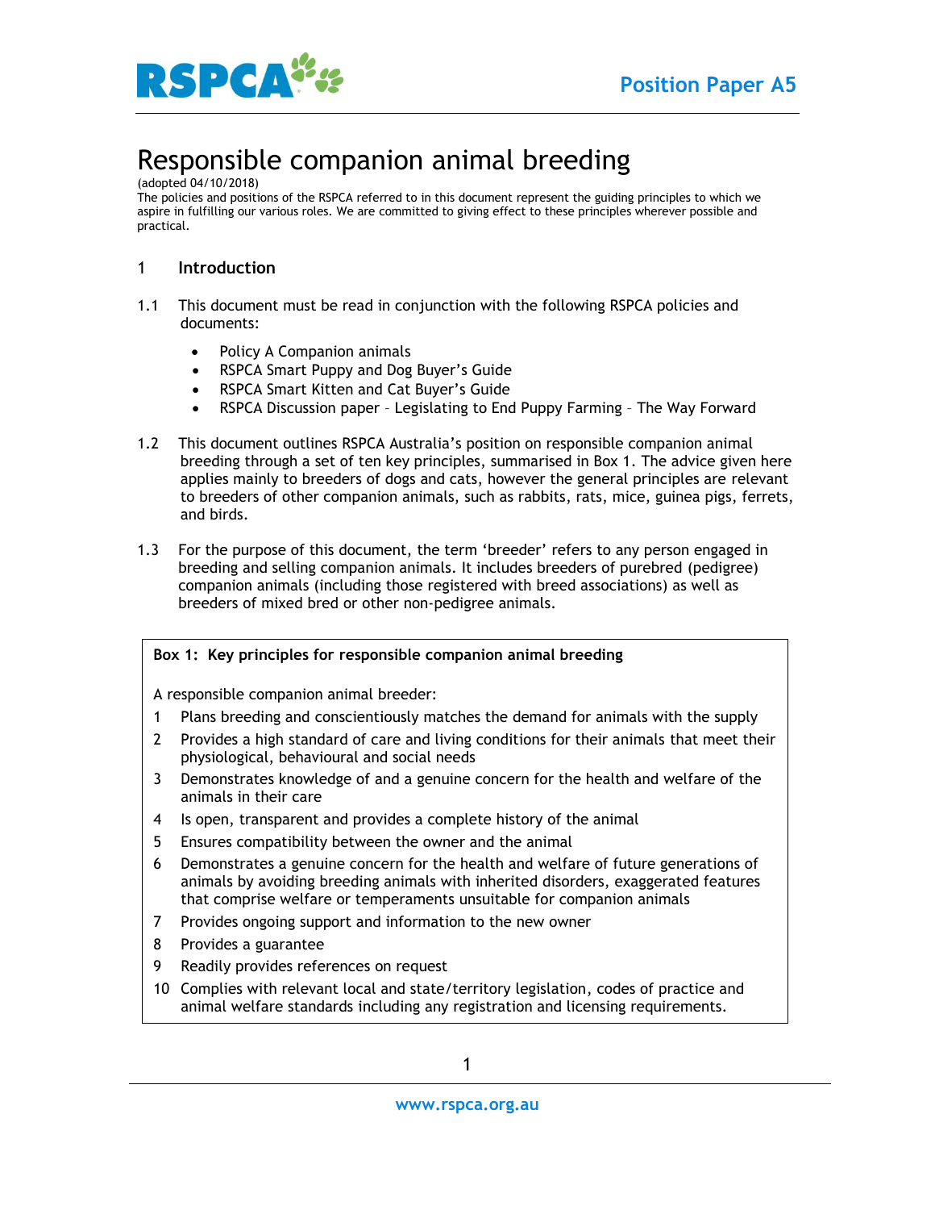Position Paper A5

# Responsible companion animal breeding

(adopted 04/10/2018)

The policies and positions of the RSPCA referred to in this document represent the guiding principles to which we aspire in fulfilling our various roles. We are committed to giving effect to these principles wherever possible and practical.

## 1 Introduction

1.1 This document must be read in conjunction with the following RSPCA policies and documents:

- Policy A Companion animals
- RSPCA Smart Puppy and Dog Buyer's Guide
- RSPCA Smart Kitten and Cat Buyer's Guide
- RSPCA Discussion paper – Legislating to End Puppy Farming – The Way Forward

1.2 This document outlines RSPCA Australia's position on responsible companion animal breeding through a set of ten key principles, summarised in Box 1. The advice given here applies mainly to breeders of dogs and cats, however the general principles are relevant to breeders of other companion animals, such as rabbits, rats, mice, guinea pigs, ferrets, and birds.

1.3 For the purpose of this document, the term 'breeder' refers to any person engaged in breeding and selling companion animals. It includes breeders of purebred (pedigree) companion animals (including those registered with breed associations) as well as breeders of mixed bred or other non-pedigree animals.

**Box 1: Key principles for responsible companion animal breeding**

A responsible companion animal breeder:

1. Plans breeding and conscientiously matches the demand for animals with the supply
2. Provides a high standard of care and living conditions for their animals that meet their physiological, behavioural and social needs
3. Demonstrates knowledge of and a genuine concern for the health and welfare of the animals in their care
4. Is open, transparent and provides a complete history of the animal
5. Ensures compatibility between the owner and the animal
6. Demonstrates a genuine concern for the health and welfare of future generations of animals by avoiding breeding animals with inherited disorders, exaggerated features that comprise welfare or temperaments unsuitable for companion animals
7. Provides ongoing support and information to the new owner
8. Provides a guarantee
9. Readily provides references on request
10. Complies with relevant local and state/territory legislation, codes of practice and animal welfare standards including any registration and licensing requirements.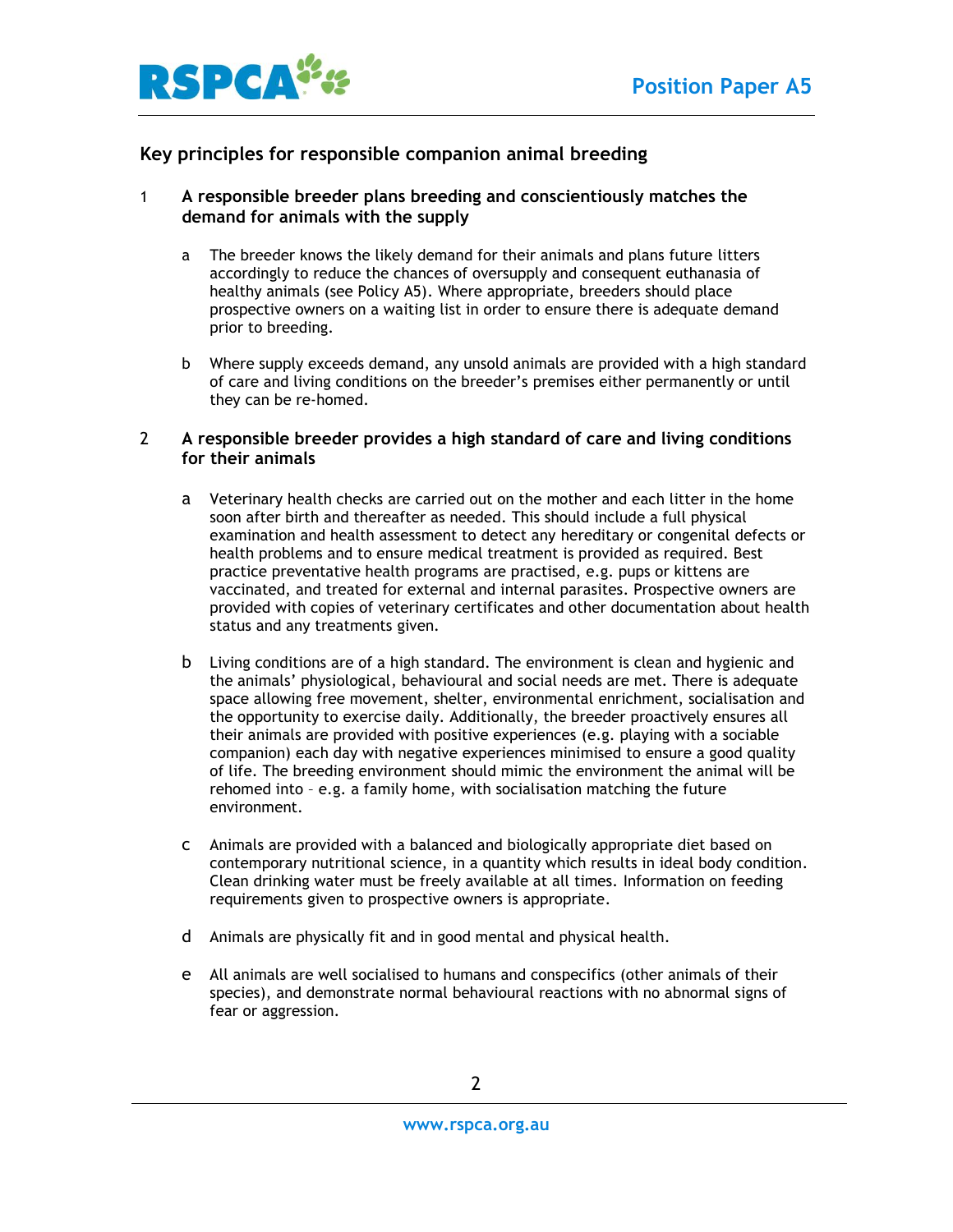## Key principles for responsible companion animal breeding

1. **A responsible breeder plans breeding and conscientiously matches the demand for animals with the supply**

   a. The breeder knows the likely demand for their animals and plans future litters accordingly to reduce the chances of oversupply and consequent euthanasia of healthy animals (see Policy A5). Where appropriate, breeders should place prospective owners on a waiting list in order to ensure there is adequate demand prior to breeding.

   b. Where supply exceeds demand, any unsold animals are provided with a high standard of care and living conditions on the breeder's premises either permanently or until they can be re-homed.

2. **A responsible breeder provides a high standard of care and living conditions for their animals**

   a. Veterinary health checks are carried out on the mother and each litter in the home soon after birth and thereafter as needed. This should include a full physical examination and health assessment to detect any hereditary or congenital defects or health problems and to ensure medical treatment is provided as required. Best practice preventative health programs are practised, e.g. pups or kittens are vaccinated, and treated for external and internal parasites. Prospective owners are provided with copies of veterinary certificates and other documentation about health status and any treatments given.

   b. Living conditions are of a high standard. The environment is clean and hygienic and the animals' physiological, behavioural and social needs are met. There is adequate space allowing free movement, shelter, environmental enrichment, socialisation and the opportunity to exercise daily. Additionally, the breeder proactively ensures all their animals are provided with positive experiences (e.g. playing with a sociable companion) each day with negative experiences minimised to ensure a good quality of life. The breeding environment should mimic the environment the animal will be rehomed into – e.g. a family home, with socialisation matching the future environment.

   c. Animals are provided with a balanced and biologically appropriate diet based on contemporary nutritional science, in a quantity which results in ideal body condition. Clean drinking water must be freely available at all times. Information on feeding requirements given to prospective owners is appropriate.

   d. Animals are physically fit and in good mental and physical health.

   e. All animals are well socialised to humans and conspecifics (other animals of their species), and demonstrate normal behavioural reactions with no abnormal signs of fear or aggression.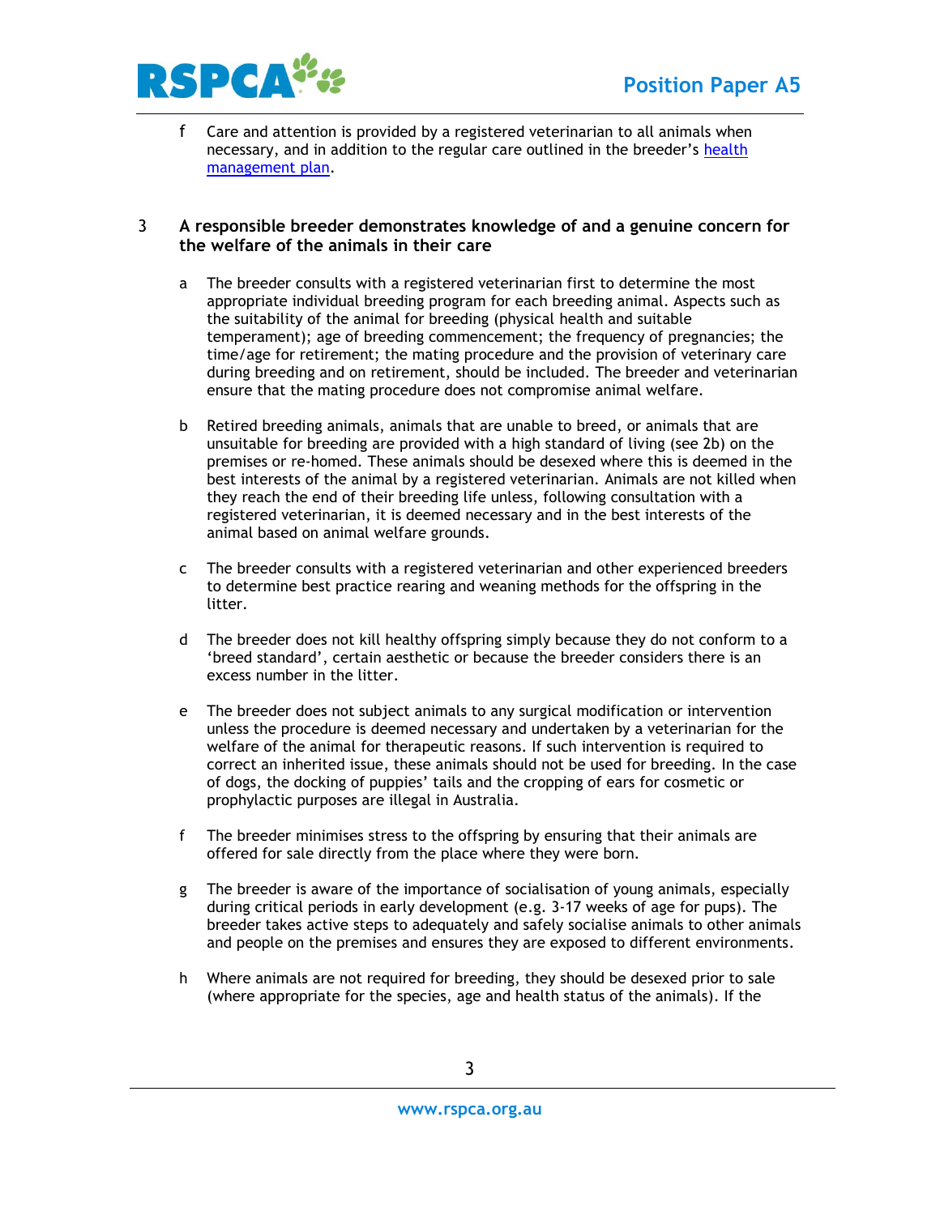f Care and attention is provided by a registered veterinarian to all animals when necessary, and in addition to the regular care outlined in the breeder's health management plan.

## 3 A responsible breeder demonstrates knowledge of and a genuine concern for the welfare of the animals in their care

a The breeder consults with a registered veterinarian first to determine the most appropriate individual breeding program for each breeding animal. Aspects such as the suitability of the animal for breeding (physical health and suitable temperament); age of breeding commencement; the frequency of pregnancies; the time/age for retirement; the mating procedure and the provision of veterinary care during breeding and on retirement, should be included. The breeder and veterinarian ensure that the mating procedure does not compromise animal welfare.

b Retired breeding animals, animals that are unable to breed, or animals that are unsuitable for breeding are provided with a high standard of living (see 2b) on the premises or re-homed. These animals should be desexed where this is deemed in the best interests of the animal by a registered veterinarian. Animals are not killed when they reach the end of their breeding life unless, following consultation with a registered veterinarian, it is deemed necessary and in the best interests of the animal based on animal welfare grounds.

c The breeder consults with a registered veterinarian and other experienced breeders to determine best practice rearing and weaning methods for the offspring in the litter.

d The breeder does not kill healthy offspring simply because they do not conform to a 'breed standard', certain aesthetic or because the breeder considers there is an excess number in the litter.

e The breeder does not subject animals to any surgical modification or intervention unless the procedure is deemed necessary and undertaken by a veterinarian for the welfare of the animal for therapeutic reasons. If such intervention is required to correct an inherited issue, these animals should not be used for breeding. In the case of dogs, the docking of puppies' tails and the cropping of ears for cosmetic or prophylactic purposes are illegal in Australia.

f The breeder minimises stress to the offspring by ensuring that their animals are offered for sale directly from the place where they were born.

g The breeder is aware of the importance of socialisation of young animals, especially during critical periods in early development (e.g. 3-17 weeks of age for pups). The breeder takes active steps to adequately and safely socialise animals to other animals and people on the premises and ensures they are exposed to different environments.

h Where animals are not required for breeding, they should be desexed prior to sale (where appropriate for the species, age and health status of the animals). If the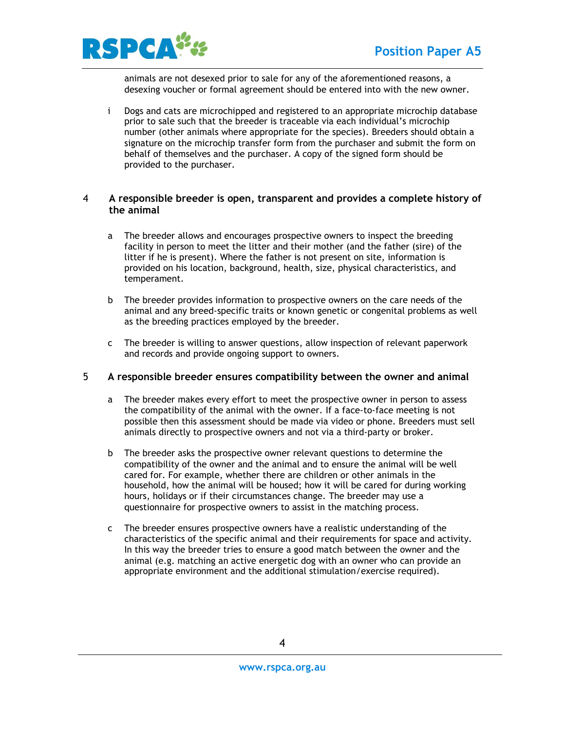animals are not desexed prior to sale for any of the aforementioned reasons, a desexing voucher or formal agreement should be entered into with the new owner.

i Dogs and cats are microchipped and registered to an appropriate microchip database prior to sale such that the breeder is traceable via each individual's microchip number (other animals where appropriate for the species). Breeders should obtain a signature on the microchip transfer form from the purchaser and submit the form on behalf of themselves and the purchaser. A copy of the signed form should be provided to the purchaser.

## 4 A responsible breeder is open, transparent and provides a complete history of the animal

a The breeder allows and encourages prospective owners to inspect the breeding facility in person to meet the litter and their mother (and the father (sire) of the litter if he is present). Where the father is not present on site, information is provided on his location, background, health, size, physical characteristics, and temperament.

b The breeder provides information to prospective owners on the care needs of the animal and any breed-specific traits or known genetic or congenital problems as well as the breeding practices employed by the breeder.

c The breeder is willing to answer questions, allow inspection of relevant paperwork and records and provide ongoing support to owners.

## 5 A responsible breeder ensures compatibility between the owner and animal

a The breeder makes every effort to meet the prospective owner in person to assess the compatibility of the animal with the owner. If a face-to-face meeting is not possible then this assessment should be made via video or phone. Breeders must sell animals directly to prospective owners and not via a third-party or broker.

b The breeder asks the prospective owner relevant questions to determine the compatibility of the owner and the animal and to ensure the animal will be well cared for. For example, whether there are children or other animals in the household, how the animal will be housed; how it will be cared for during working hours, holidays or if their circumstances change. The breeder may use a questionnaire for prospective owners to assist in the matching process.

c The breeder ensures prospective owners have a realistic understanding of the characteristics of the specific animal and their requirements for space and activity. In this way the breeder tries to ensure a good match between the owner and the animal (e.g. matching an active energetic dog with an owner who can provide an appropriate environment and the additional stimulation/exercise required).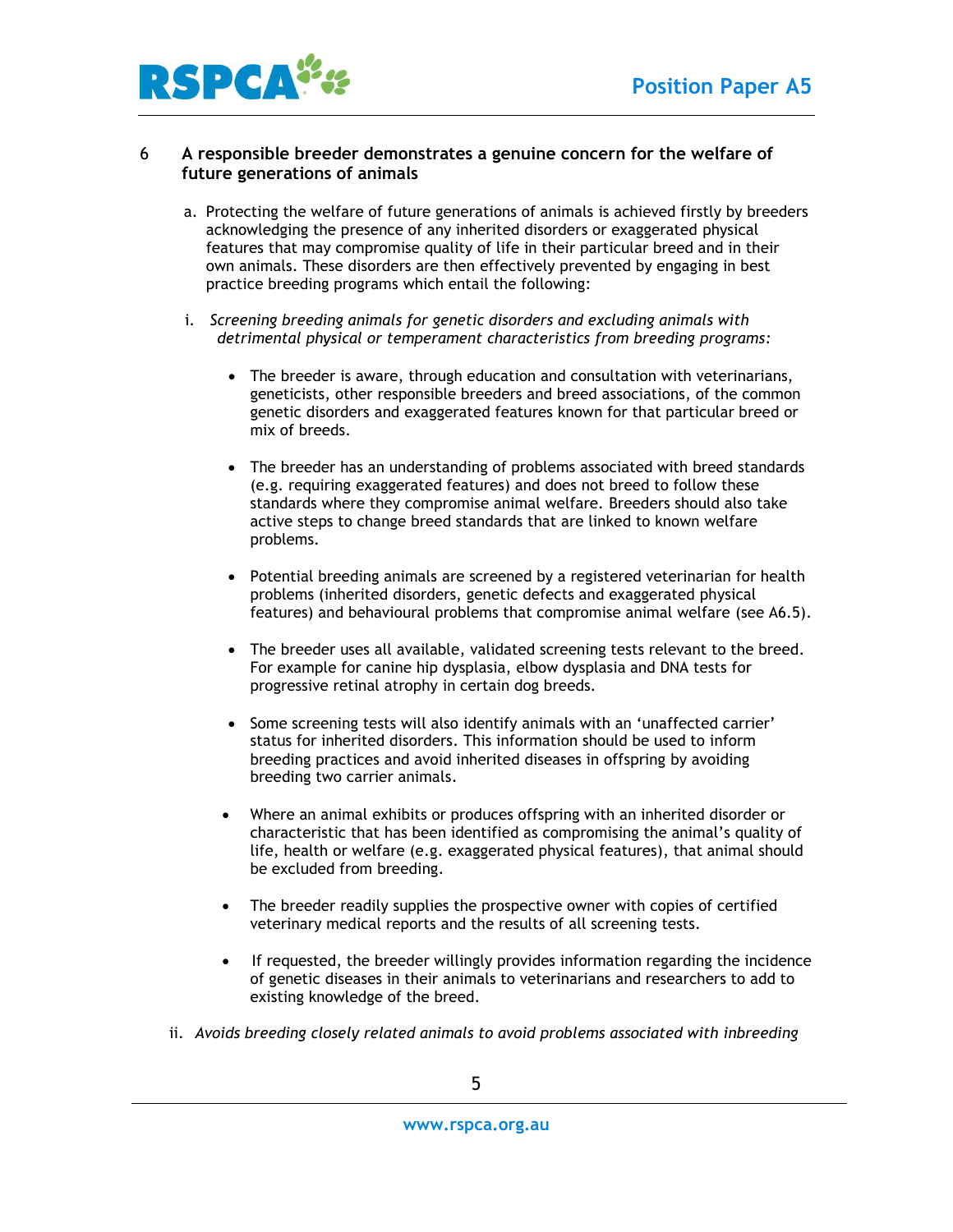## 6 A responsible breeder demonstrates a genuine concern for the welfare of future generations of animals

a. Protecting the welfare of future generations of animals is achieved firstly by breeders acknowledging the presence of any inherited disorders or exaggerated physical features that may compromise quality of life in their particular breed and in their own animals. These disorders are then effectively prevented by engaging in best practice breeding programs which entail the following:

i. *Screening breeding animals for genetic disorders and excluding animals with detrimental physical or temperament characteristics from breeding programs:*

- The breeder is aware, through education and consultation with veterinarians, geneticists, other responsible breeders and breed associations, of the common genetic disorders and exaggerated features known for that particular breed or mix of breeds.

- The breeder has an understanding of problems associated with breed standards (e.g. requiring exaggerated features) and does not breed to follow these standards where they compromise animal welfare. Breeders should also take active steps to change breed standards that are linked to known welfare problems.

- Potential breeding animals are screened by a registered veterinarian for health problems (inherited disorders, genetic defects and exaggerated physical features) and behavioural problems that compromise animal welfare (see A6.5).

- The breeder uses all available, validated screening tests relevant to the breed. For example for canine hip dysplasia, elbow dysplasia and DNA tests for progressive retinal atrophy in certain dog breeds.

- Some screening tests will also identify animals with an 'unaffected carrier' status for inherited disorders. This information should be used to inform breeding practices and avoid inherited diseases in offspring by avoiding breeding two carrier animals.

- Where an animal exhibits or produces offspring with an inherited disorder or characteristic that has been identified as compromising the animal's quality of life, health or welfare (e.g. exaggerated physical features), that animal should be excluded from breeding.

- The breeder readily supplies the prospective owner with copies of certified veterinary medical reports and the results of all screening tests.

- If requested, the breeder willingly provides information regarding the incidence of genetic diseases in their animals to veterinarians and researchers to add to existing knowledge of the breed.

ii. *Avoids breeding closely related animals to avoid problems associated with inbreeding*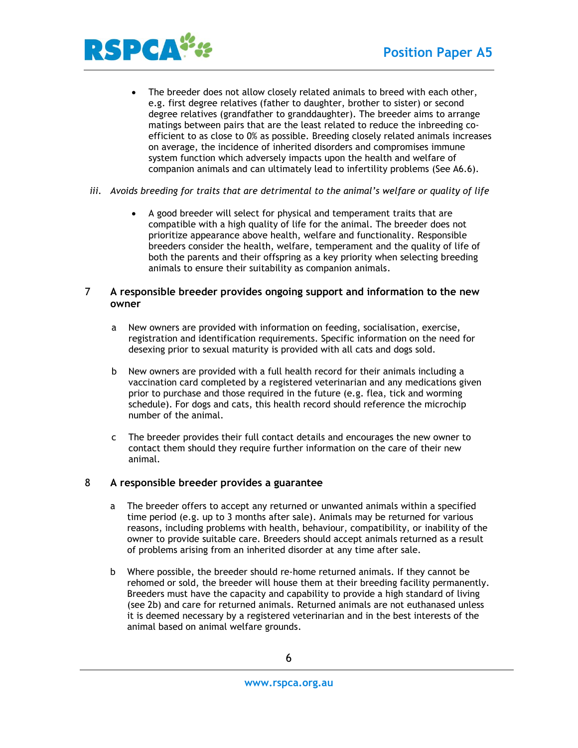- The breeder does not allow closely related animals to breed with each other, e.g. first degree relatives (father to daughter, brother to sister) or second degree relatives (grandfather to granddaughter). The breeder aims to arrange matings between pairs that are the least related to reduce the inbreeding co-efficient to as close to 0% as possible. Breeding closely related animals increases on average, the incidence of inherited disorders and compromises immune system function which adversely impacts upon the health and welfare of companion animals and can ultimately lead to infertility problems (See A6.6).

iii. *Avoids breeding for traits that are detrimental to the animal's welfare or quality of life*

- A good breeder will select for physical and temperament traits that are compatible with a high quality of life for the animal. The breeder does not prioritize appearance above health, welfare and functionality. Responsible breeders consider the health, welfare, temperament and the quality of life of both the parents and their offspring as a key priority when selecting breeding animals to ensure their suitability as companion animals.

## 7 A responsible breeder provides ongoing support and information to the new owner

a New owners are provided with information on feeding, socialisation, exercise, registration and identification requirements. Specific information on the need for desexing prior to sexual maturity is provided with all cats and dogs sold.

b New owners are provided with a full health record for their animals including a vaccination card completed by a registered veterinarian and any medications given prior to purchase and those required in the future (e.g. flea, tick and worming schedule). For dogs and cats, this health record should reference the microchip number of the animal.

c The breeder provides their full contact details and encourages the new owner to contact them should they require further information on the care of their new animal.

## 8 A responsible breeder provides a guarantee

a The breeder offers to accept any returned or unwanted animals within a specified time period (e.g. up to 3 months after sale). Animals may be returned for various reasons, including problems with health, behaviour, compatibility, or inability of the owner to provide suitable care. Breeders should accept animals returned as a result of problems arising from an inherited disorder at any time after sale.

b Where possible, the breeder should re-home returned animals. If they cannot be rehomed or sold, the breeder will house them at their breeding facility permanently. Breeders must have the capacity and capability to provide a high standard of living (see 2b) and care for returned animals. Returned animals are not euthanased unless it is deemed necessary by a registered veterinarian and in the best interests of the animal based on animal welfare grounds.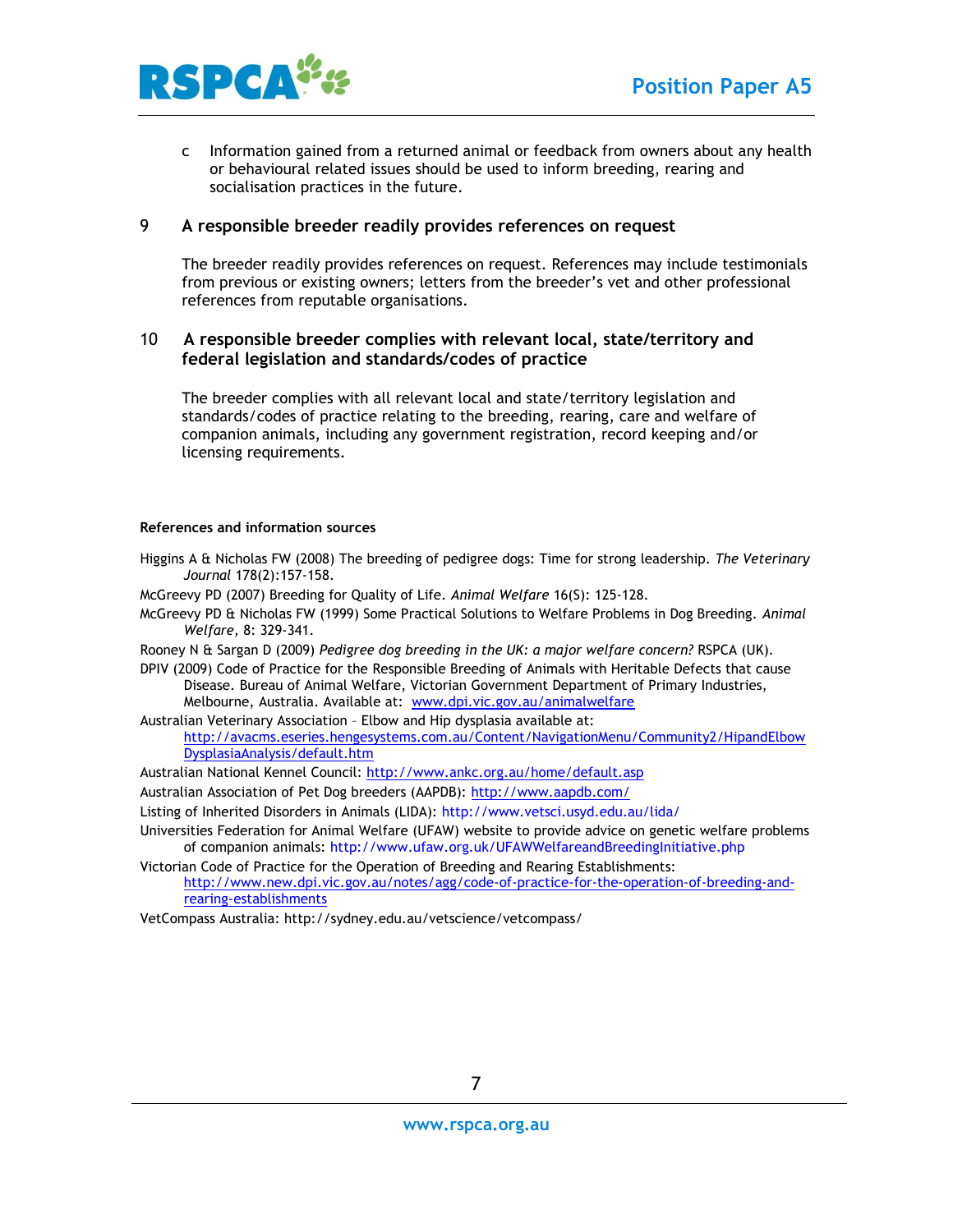c Information gained from a returned animal or feedback from owners about any health or behavioural related issues should be used to inform breeding, rearing and socialisation practices in the future.

## 9 A responsible breeder readily provides references on request

The breeder readily provides references on request. References may include testimonials from previous or existing owners; letters from the breeder's vet and other professional references from reputable organisations.

## 10 A responsible breeder complies with relevant local, state/territory and federal legislation and standards/codes of practice

The breeder complies with all relevant local and state/territory legislation and standards/codes of practice relating to the breeding, rearing, care and welfare of companion animals, including any government registration, record keeping and/or licensing requirements.

### References and information sources

Higgins A & Nicholas FW (2008) The breeding of pedigree dogs: Time for strong leadership. *The Veterinary Journal* 178(2):157-158.

McGreevy PD (2007) Breeding for Quality of Life. *Animal Welfare* 16(S): 125-128.

McGreevy PD & Nicholas FW (1999) Some Practical Solutions to Welfare Problems in Dog Breeding. *Animal Welfare,* 8: 329-341.

Rooney N & Sargan D (2009) *Pedigree dog breeding in the UK: a major welfare concern?* RSPCA (UK).

DPIV (2009) Code of Practice for the Responsible Breeding of Animals with Heritable Defects that cause Disease. Bureau of Animal Welfare, Victorian Government Department of Primary Industries, Melbourne, Australia. Available at: www.dpi.vic.gov.au/animalwelfare

Australian Veterinary Association – Elbow and Hip dysplasia available at: http://avacms.eseries.hengesystems.com.au/Content/NavigationMenu/Community2/HipandElbowDysplasiaAnalysis/default.htm

Australian National Kennel Council: http://www.ankc.org.au/home/default.asp

Australian Association of Pet Dog breeders (AAPDB): http://www.aapdb.com/

Listing of Inherited Disorders in Animals (LIDA): http://www.vetsci.usyd.edu.au/lida/

Universities Federation for Animal Welfare (UFAW) website to provide advice on genetic welfare problems of companion animals: http://www.ufaw.org.uk/UFAWWelfareandBreedingInitiative.php

Victorian Code of Practice for the Operation of Breeding and Rearing Establishments: http://www.new.dpi.vic.gov.au/notes/agg/code-of-practice-for-the-operation-of-breeding-and-rearing-establishments

VetCompass Australia: http://sydney.edu.au/vetscience/vetcompass/